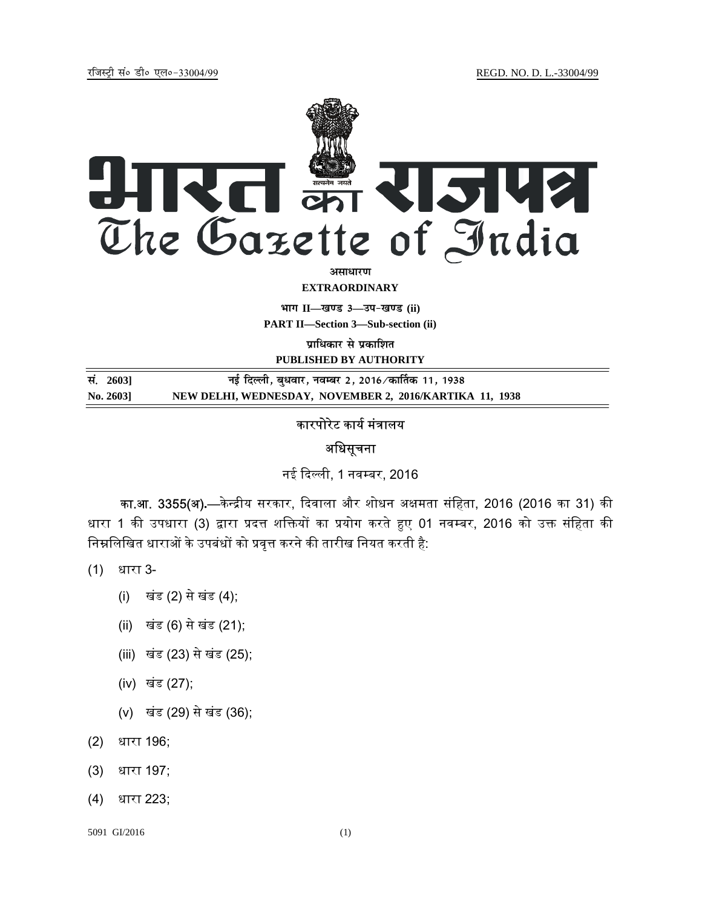रजिस्ट्री सं० डी० एल०-33004/99 REGD. NO. D. L.-33004/99

# भारत का राजपत्र
# The Gazette of India

**असाधारण**

**EXTRAORDINARY**

**भाग II—खण्ड 3—उप-खण्ड (ii)**

**PART II—Section 3—Sub-section (ii)**

**प्राधिकार से प्रकाशित**

**PUBLISHED BY AUTHORITY**

**सं. 2603] नई दिल्ली, बुधवार, नवम्बर 2, 2016/कार्तिक 11, 1938**

**No. 2603] NEW DELHI, WEDNESDAY, NOVEMBER 2, 2016/KARTIKA 11, 1938**

## कारपोरेट कार्य मंत्रालय

## अधिसूचना

नई दिल्ली, 1 नवम्बर, 2016

**का.आ. 3355(अ).**—केन्द्रीय सरकार, दिवाला और शोधन अक्षमता संहिता, 2016 (2016 का 31) की धारा 1 की उपधारा (3) द्वारा प्रदत्त शक्तियों का प्रयोग करते हुए 01 नवम्बर, 2016 को उक्त संहिता की निम्नलिखित धाराओं के उपबंधों को प्रवृत्त करने की तारीख नियत करती है:

(1) धारा 3-

  (i) खंड (2) से खंड (4);

  (ii) खंड (6) से खंड (21);

  (iii) खंड (23) से खंड (25);

  (iv) खंड (27);

  (v) खंड (29) से खंड (36);

(2) धारा 196;

(3) धारा 197;

(4) धारा 223;

5091 GI/2016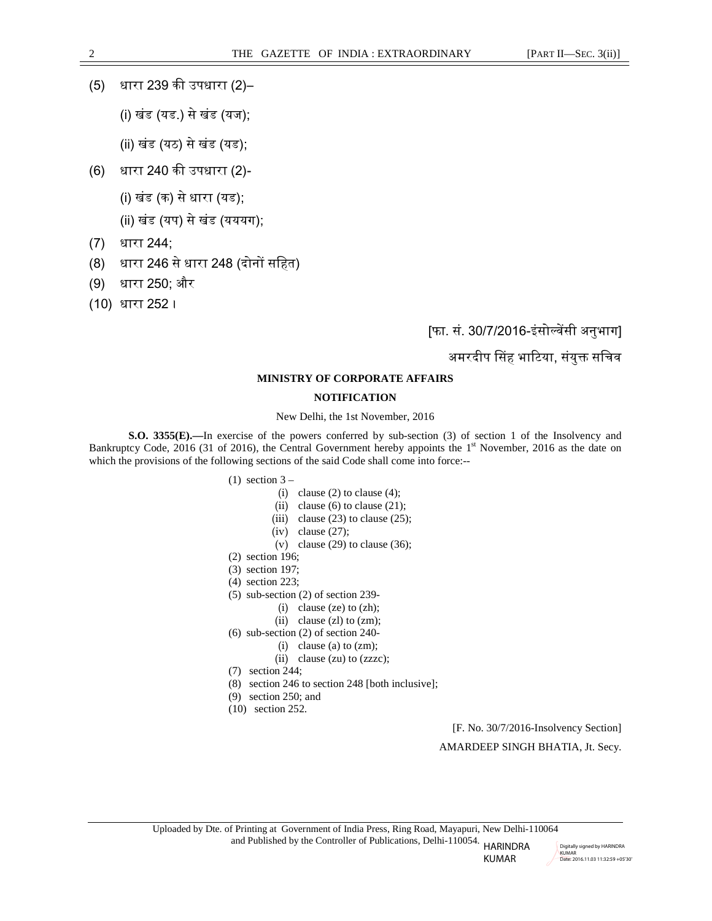(5) धारा 239 की उपधारा (2)–

(i) खंड (यङ.) से खंड (यज);

(ii) खंड (यठ) से खंड (यड);

(6) धारा 240 की उपधारा (2)-

(i) खंड (क) से धारा (यड);

(ii) खंड (यप) से खंड (ययग);

(7) धारा 244;

(8) धारा 246 से धारा 248 (दोनों सहित)

(9) धारा 250; और

(10) धारा 252 ।

[फा. सं. 30/7/2016-इंसोल्वेंसी अनुभाग]

अमरदीप सिंह भाटिया, संयुक्त सचिव

**MINISTRY OF CORPORATE AFFAIRS**

**NOTIFICATION**

New Delhi, the 1st November, 2016

**S.O. 3355(E).—**In exercise of the powers conferred by sub-section (3) of section 1 of the Insolvency and Bankruptcy Code, 2016 (31 of 2016), the Central Government hereby appoints the 1st November, 2016 as the date on which the provisions of the following sections of the said Code shall come into force:--

(1) section 3 –
  (i) clause (2) to clause (4);
  (ii) clause (6) to clause (21);
  (iii) clause (23) to clause (25);
  (iv) clause (27);
  (v) clause (29) to clause (36);

(2) section 196;

(3) section 197;

(4) section 223;

(5) sub-section (2) of section 239-
  (i) clause (ze) to (zh);
  (ii) clause (zl) to (zm);

(6) sub-section (2) of section 240-
  (i) clause (a) to (zm);
  (ii) clause (zu) to (zzzc);

(7) section 244;

(8) section 246 to section 248 [both inclusive];

(9) section 250; and

(10) section 252.

[F. No. 30/7/2016-Insolvency Section]

AMARDEEP SINGH BHATIA, Jt. Secy.

Uploaded by Dte. of Printing at Government of India Press, Ring Road, Mayapuri, New Delhi-110064 and Published by the Controller of Publications, Delhi-110054.